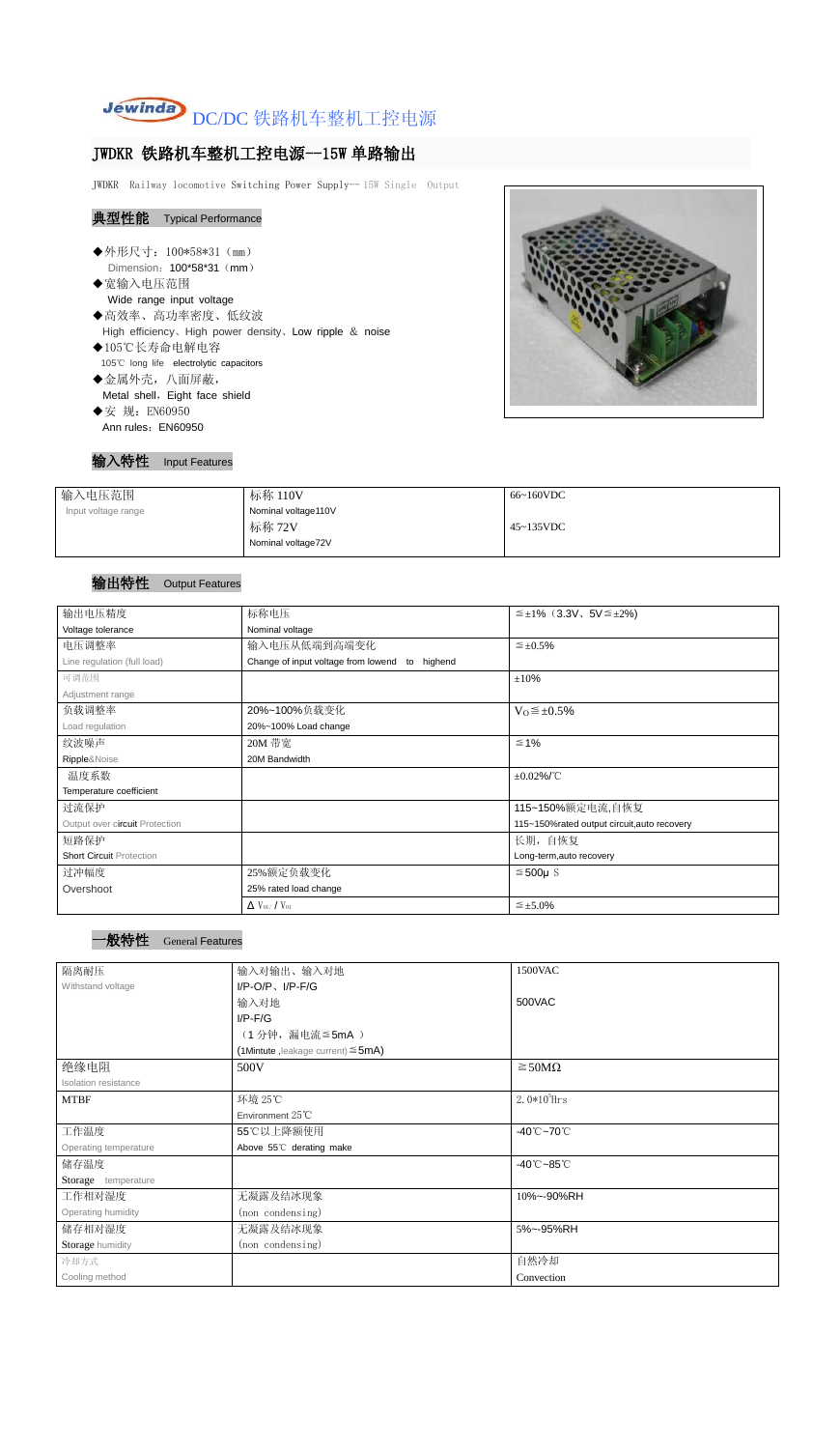Jewinda DC/DC 铁路机车整机工控电源

# JWDKR 铁路机车整机工控电源--15W 单路输出

JWDKR Railway locomotive Switching Power Supply-- 15W Single Output

## 典型性能 Typical Performance

- ◆外形尺寸：100*58*31（mm）
  Dimension：100*58*31（mm）
- ◆宽输入电压范围
  Wide range input voltage
- ◆高效率、高功率密度、低纹波
  High efficiency、High power density、Low ripple ＆ noise
- ◆105℃长寿命电解电容
  105℃ long life electrolytic capacitors
- ◆金属外壳，八面屏蔽，
  Metal shell，Eight face shield
- ◆安 规：EN60950
  Ann rules：EN60950

## 输入特性 Input Features

| 输入电压范围<br>Input voltage range | 标称 110V<br>Nominal voltage110V | 66~160VDC |
|---|---|---|
| | 标称 72V<br>Nominal voltage72V | 45~135VDC |

## 输出特性 Output Features

| 输出电压精度<br>Voltage tolerance | 标称电压<br>Nominal voltage | ≦±1%（3.3V、5V≦±2%) |
|---|---|---|
| 电压调整率<br>Line regulation (full load) | 输入电压从低端到高端变化<br>Change of input voltage from lowend to highend | ≦±0.5% |
| 可调范围<br>Adjustment range | | ±10% |
| 负载调整率<br>Load regulation | 20%~100%负载变化<br>20%~100% Load change | $V_O$≦±0.5% |
| 纹波噪声<br>Ripple&Noise | 20M 带宽<br>20M Bandwidth | ≦1% |
| 温度系数<br>Temperature coefficient | | ±0.02%/℃ |
| 过流保护<br>Output over circuit Protection | | 115~150%额定电流,自恢复<br>115~150%rated output circuit,auto recovery |
| 短路保护<br>Short Circuit Protection | | 长期，自恢复<br>Long-term,auto recovery |
| 过冲幅度<br>Overshoot | 25%额定负载变化<br>25% rated load change | ≦500μ S |
| | Δ $V_{01}$ / $V_{01}$ | ≦±5.0% |

## 一般特性 General Features

| 隔离耐压<br>Withstand voltage | 输入对输出、输入对地<br>I/P-O/P、I/P-F/G | 1500VAC |
|---|---|---|
| | 输入对地<br>I/P-F/G<br>（1 分钟，漏电流≦5mA ）<br>(1Mintute ,leakage current)≦5mA) | 500VAC |
| 绝缘电阻<br>Isolation resistance | 500V | ≧50MΩ |
| MTBF | 环境 25℃<br>Environment 25℃ | 2.0*10⁵Hrs |
| 工作温度<br>Operating temperature | 55℃以上降额使用<br>Above 55℃ derating make | -40℃~70℃ |
| 储存温度<br>Storage temperature | | -40℃~85℃ |
| 工作相对湿度<br>Operating humidity | 无凝露及结冰现象<br>(non condensing) | 10%~-90%RH |
| 储存相对湿度<br>Storage humidity | 无凝露及结冰现象<br>(non condensing) | 5%~-95%RH |
| 冷却方式<br>Cooling method | | 自然冷却<br>Convection |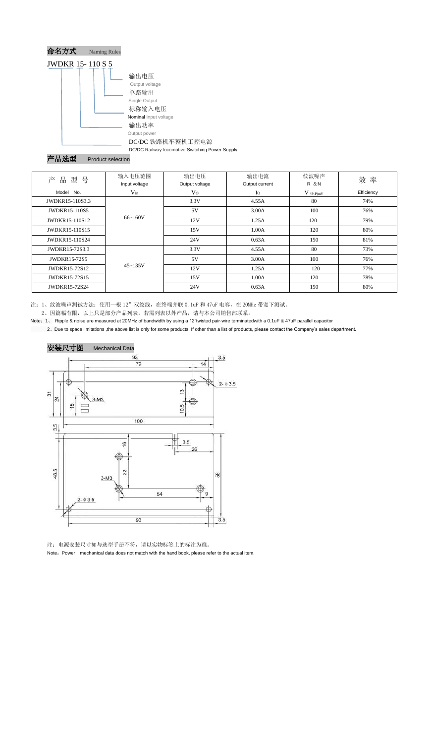## 命名方式 Naming Rules

JWDKR 15- 110 S 5

- 输出电压 Output voltage
- 单路输出 Single Output
- 标称输入电压 Nominal Input voltage
- 输出功率 Output power
- DC/DC 铁路机车整机工控电源 DC/DC Railway locomotive Switching Power Supply

## 产品选型 Product selection

| 产 品 型 号<br>Model No. | 输入电压范围<br>Input voltage<br>$V_{in}$ | 输出电压<br>Output voltage<br>$V_O$ | 输出电流<br>Output current<br>$I_O$ | 纹波噪声<br>R &N<br>$V_{(P-P)mV}$ | 效 率<br>Efficiency |
|---|---|---|---|---|---|
| JWDKR15-110S3.3 | 66~160V | 3.3V | 4.55A | 80 | 74% |
| JWDKR15-110S5 | | 5V | 3.00A | 100 | 76% |
| JWDKR15-110S12 | | 12V | 1.25A | 120 | 79% |
| JWDKR15-110S15 | | 15V | 1.00A | 120 | 80% |
| JWDKR15-110S24 | | 24V | 0.63A | 150 | 81% |
| JWDKR15-72S3.3 | 45~135V | 3.3V | 4.55A | 80 | 73% |
| JWDKR15-72S5 | | 5V | 3.00A | 100 | 76% |
| JWDKR15-72S12 | | 12V | 1.25A | 120 | 77% |
| JWDKR15-72S15 | | 15V | 1.00A | 120 | 78% |
| JWDKR15-72S24 | | 24V | 0.63A | 150 | 80% |

注：1、纹波噪声测试方法：使用一根 12" 双绞线，在终端并联 0.1uF 和 47uF 电容，在 20MHz 带宽下测试。
2、因篇幅有限，以上只是部分产品列表，若需列表以外产品，请与本公司销售部联系。

Note：1、 Ripple & noise are measured at 20MHz of bandwidth by using a 12"twisted pair-wire terminatedwith a 0.1uF & 47uF parallel capacitor
2、Due to space limitations ,the above list is only for some products, If other than a list of products, please contact the Company's sales department.

## 安装尺寸图 Mechanical Data

93
72
14
3.5
2-φ3.5
31
24
15
3-M3
13
10.5
100
3.5
16
3.5
26
48.5
22
58
3-M3
54
9
2-φ3.5
93
3.5

注：电源安装尺寸如与选型手册不符，请以实物标签上的标注为准。

Note：Power mechanical data does not match with the hand book, please refer to the actual item.